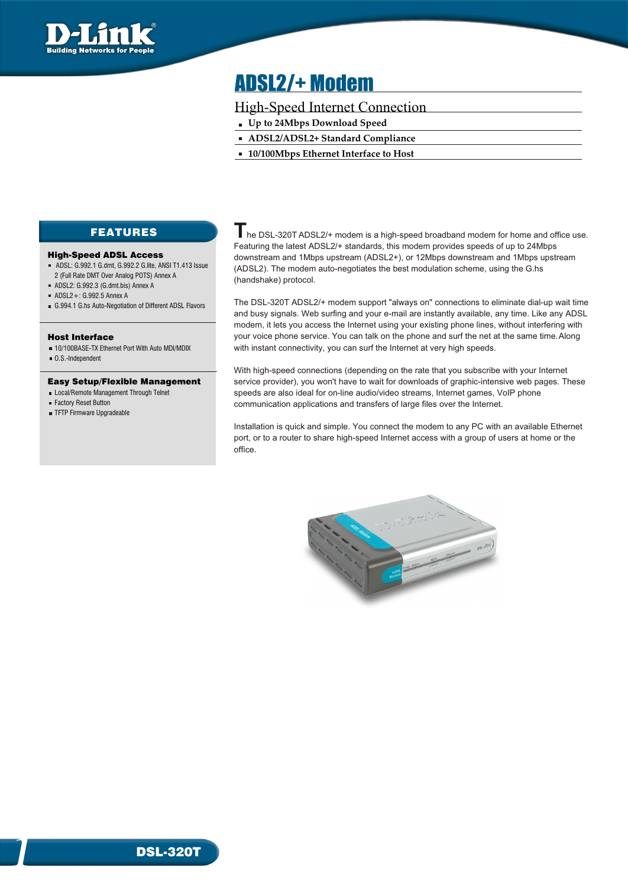# ADSL2/+ Modem

## High-Speed Internet Connection

- Up to 24Mbps Download Speed
- ADSL2/ADSL2+ Standard Compliance
- 10/100Mbps Ethernet Interface to Host

## FEATURES

### High-Speed ADSL Access

- ADSL: G.992.1 G.dmt, G.992.2 G.lite, ANSI T1.413 Issue 2 (Full Rate DMT Over Analog POTS) Annex A
- ADSL2: G.992.3 (G.dmt.bis) Annex A
- ADSL2+: G.992.5 Annex A
- G.994.1 G.hs Auto-Negotiation of Different ADSL Flavors

### Host Interface

- 10/100BASE-TX Ethernet Port With Auto MDI/MDIX
- O.S.-Independent

### Easy Setup/Flexible Management

- Local/Remote Management Through Telnet
- Factory Reset Button
- TFTP Firmware Upgradeable

The DSL-320T ADSL2/+ modem is a high-speed broadband modem for home and office use. Featuring the latest ADSL2/+ standards, this modem provides speeds of up to 24Mbps downstream and 1Mbps upstream (ADSL2+), or 12Mbps downstream and 1Mbps upstream (ADSL2). The modem auto-negotiates the best modulation scheme, using the G.hs (handshake) protocol.

The DSL-320T ADSL2/+ modem support "always on" connections to eliminate dial-up wait time and busy signals. Web surfing and your e-mail are instantly available, any time. Like any ADSL modem, it lets you access the Internet using your existing phone lines, without interfering with your voice phone service. You can talk on the phone and surf the net at the same time. Along with instant connectivity, you can surf the Internet at very high speeds.

With high-speed connections (depending on the rate that you subscribe with your Internet service provider), you won't have to wait for downloads of graphic-intensive web pages. These speeds are also ideal for on-line audio/video streams, Internet games, VoIP phone communication applications and transfers of large files over the Internet.

Installation is quick and simple. You connect the modem to any PC with an available Ethernet port, or to a router to share high-speed Internet access with a group of users at home or the office.

DSL-320T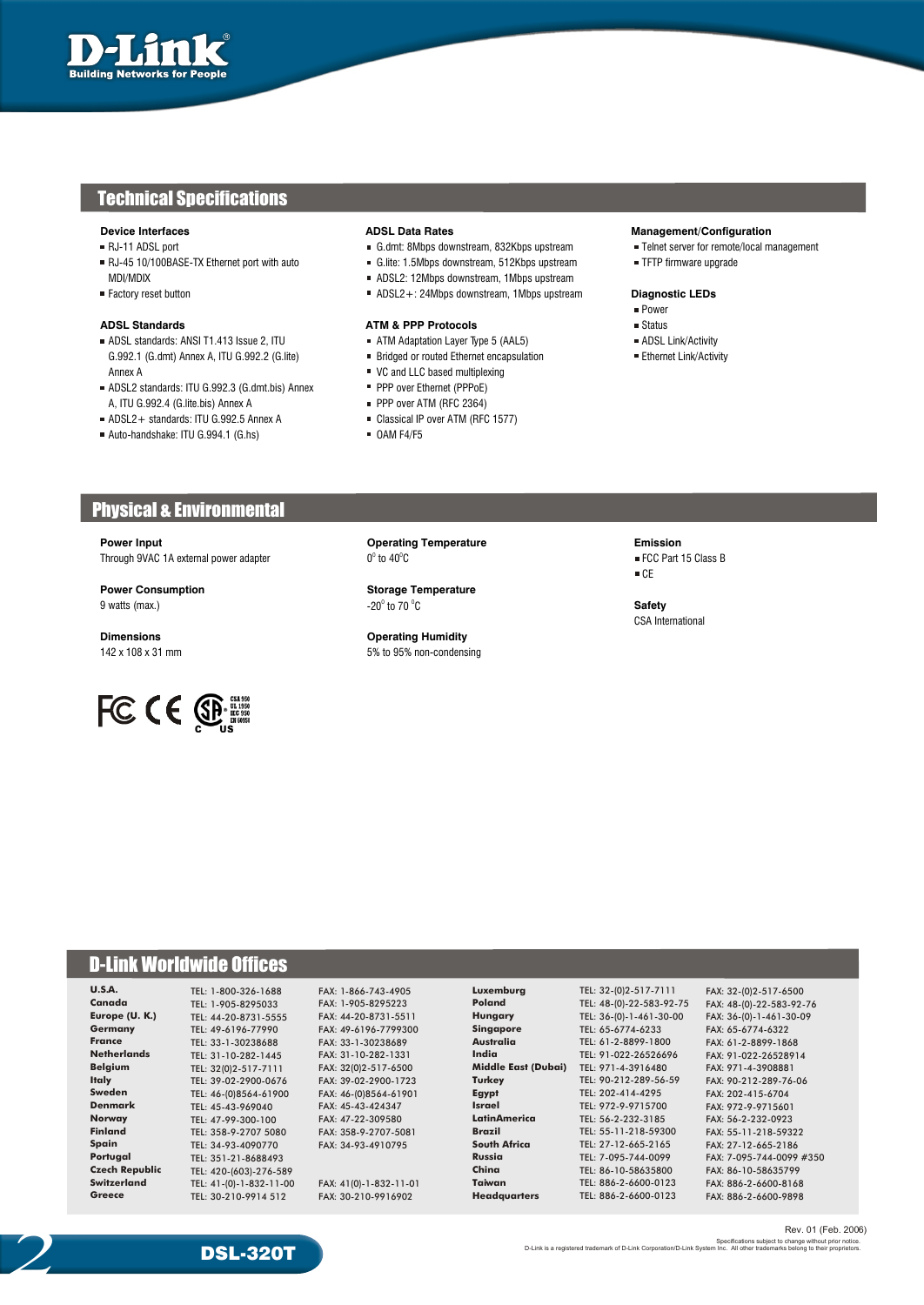## Technical Specifications

### Device Interfaces

- RJ-11 ADSL port
- RJ-45 10/100BASE-TX Ethernet port with auto MDI/MDIX
- Factory reset button

### ADSL Standards

- ADSL standards: ANSI T1.413 Issue 2, ITU G.992.1 (G.dmt) Annex A, ITU G.992.2 (G.lite) Annex A
- ADSL2 standards: ITU G.992.3 (G.dmt.bis) Annex A, ITU G.992.4 (G.lite.bis) Annex A
- ADSL2+ standards: ITU G.992.5 Annex A
- Auto-handshake: ITU G.994.1 (G.hs)

### ADSL Data Rates

- G.dmt: 8Mbps downstream, 832Kbps upstream
- G.lite: 1.5Mbps downstream, 512Kbps upstream
- ADSL2: 12Mbps downstream, 1Mbps upstream
- ADSL2+: 24Mbps downstream, 1Mbps upstream

### ATM & PPP Protocols

- ATM Adaptation Layer Type 5 (AAL5)
- Bridged or routed Ethernet encapsulation
- VC and LLC based multiplexing
- PPP over Ethernet (PPPoE)
- PPP over ATM (RFC 2364)
- Classical IP over ATM (RFC 1577)
- OAM F4/F5

### Management/Configuration

- Telnet server for remote/local management
- TFTP firmware upgrade

### Diagnostic LEDs

- Power
- Status
- ADSL Link/Activity
- Ethernet Link/Activity

## Physical & Environmental

### Power Input

Through 9VAC 1A external power adapter

### Power Consumption

9 watts (max.)

### Dimensions

142 x 108 x 31 mm

### Operating Temperature

$0^{\circ}$ to $40^{\circ}$C

### Storage Temperature

$-20^{\circ}$ to $70\ ^{\circ}$C

### Operating Humidity

5% to 95% non-condensing

### Emission

- FCC Part 15 Class B
- CE

### Safety

CSA International

## D-Link Worldwide Offices

| | | |
|---|---|---|
| **U.S.A.** | TEL: 1-800-326-1688 | FAX: 1-866-743-4905 |
| **Canada** | TEL: 1-905-8295033 | FAX: 1-905-8295223 |
| **Europe (U. K.)** | TEL: 44-20-8731-5555 | FAX: 44-20-8731-5511 |
| **Germany** | TEL: 49-6196-77990 | FAX: 49-6196-7799300 |
| **France** | TEL: 33-1-30238688 | FAX: 33-1-30238689 |
| **Netherlands** | TEL: 31-10-282-1445 | FAX: 31-10-282-1331 |
| **Belgium** | TEL: 32(0)2-517-7111 | FAX: 32(0)2-517-6500 |
| **Italy** | TEL: 39-02-2900-0676 | FAX: 39-02-2900-1723 |
| **Sweden** | TEL: 46-(0)8564-61900 | FAX: 46-(0)8564-61901 |
| **Denmark** | TEL: 45-43-969040 | FAX: 45-43-424347 |
| **Norway** | TEL: 47-99-300-100 | FAX: 47-22-309580 |
| **Finland** | TEL: 358-9-2707 5080 | FAX: 358-9-2707-5081 |
| **Spain** | TEL: 34-93-4090770 | FAX: 34-93-4910795 |
| **Portugal** | TEL: 351-21-8688493 | |
| **Czech Republic** | TEL: 420-(603)-276-589 | |
| **Switzerland** | TEL: 41-(0)-1-832-11-00 | FAX: 41(0)-1-832-11-01 |
| **Greece** | TEL: 30-210-9914 512 | FAX: 30-210-9916902 |
| **Luxemburg** | TEL: 32-(0)2-517-7111 | FAX: 32-(0)2-517-6500 |
| **Poland** | TEL: 48-(0)-22-583-92-75 | FAX: 48-(0)-22-583-92-76 |
| **Hungary** | TEL: 36-(0)-1-461-30-00 | FAX: 36-(0)-1-461-30-09 |
| **Singapore** | TEL: 65-6774-6233 | FAX: 65-6774-6322 |
| **Australia** | TEL: 61-2-8899-1800 | FAX: 61-2-8899-1868 |
| **India** | TEL: 91-022-26526696 | FAX: 91-022-26528914 |
| **Middle East (Dubai)** | TEL: 971-4-3916480 | FAX: 971-4-3908881 |
| **Turkey** | TEL: 90-212-289-56-59 | FAX: 90-212-289-76-06 |
| **Egypt** | TEL: 202-414-4295 | FAX: 202-415-6704 |
| **Israel** | TEL: 972-9-9715700 | FAX: 972-9-9715601 |
| **LatinAmerica** | TEL: 56-2-232-3185 | FAX: 56-2-232-0923 |
| **Brazil** | TEL: 55-11-218-59300 | FAX: 55-11-218-59322 |
| **South Africa** | TEL: 27-12-665-2165 | FAX: 27-12-665-2186 |
| **Russia** | TEL: 7-095-744-0099 | FAX: 7-095-744-0099 #350 |
| **China** | TEL: 86-10-58635800 | FAX: 86-10-58635799 |
| **Taiwan** | TEL: 886-2-6600-0123 | FAX: 886-2-6600-8168 |
| **Headquarters** | TEL: 886-2-6600-0123 | FAX: 886-2-6600-9898 |

Rev. 01 (Feb. 2006)

Specifications subject to change without prior notice.
D-Link is a registered trademark of D-Link Corporation/D-Link System Inc. All other trademarks belong to their proprietors.

DSL-320T